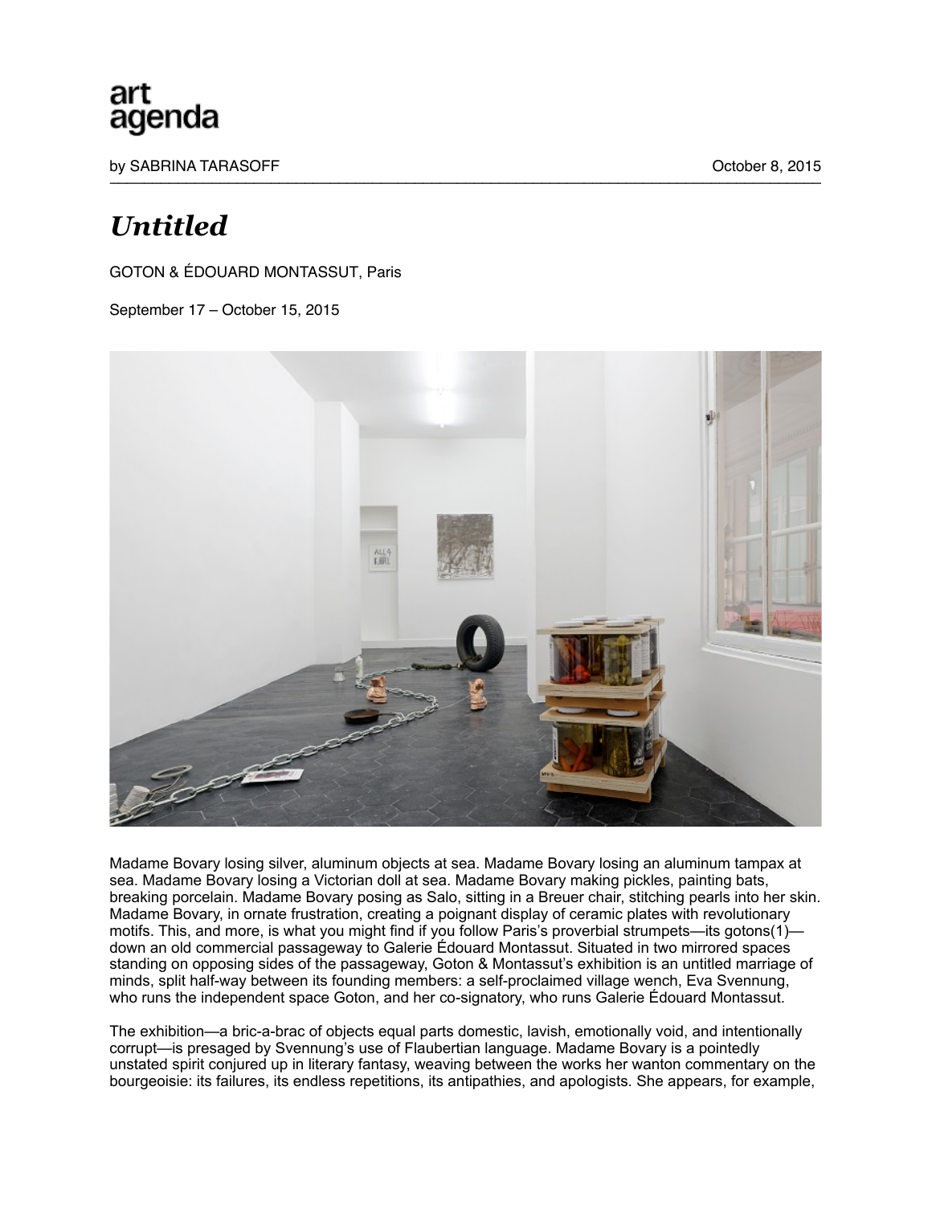art agenda

by SABRINA TARASOFF October 8, 2015

# *Untitled*

GOTON & ÉDOUARD MONTASSUT, Paris

September 17 – October 15, 2015

Madame Bovary losing silver, aluminum objects at sea. Madame Bovary losing an aluminum tampax at sea. Madame Bovary losing a Victorian doll at sea. Madame Bovary making pickles, painting bats, breaking porcelain. Madame Bovary posing as Salo, sitting in a Breuer chair, stitching pearls into her skin. Madame Bovary, in ornate frustration, creating a poignant display of ceramic plates with revolutionary motifs. This, and more, is what you might find if you follow Paris's proverbial strumpets—its gotons(1)—down an old commercial passageway to Galerie Édouard Montassut. Situated in two mirrored spaces standing on opposing sides of the passageway, Goton & Montassut's exhibition is an untitled marriage of minds, split half-way between its founding members: a self-proclaimed village wench, Eva Svennung, who runs the independent space Goton, and her co-signatory, who runs Galerie Édouard Montassut.

The exhibition—a bric-a-brac of objects equal parts domestic, lavish, emotionally void, and intentionally corrupt—is presaged by Svennung's use of Flaubertian language. Madame Bovary is a pointedly unstated spirit conjured up in literary fantasy, weaving between the works her wanton commentary on the bourgeoisie: its failures, its endless repetitions, its antipathies, and apologists. She appears, for example,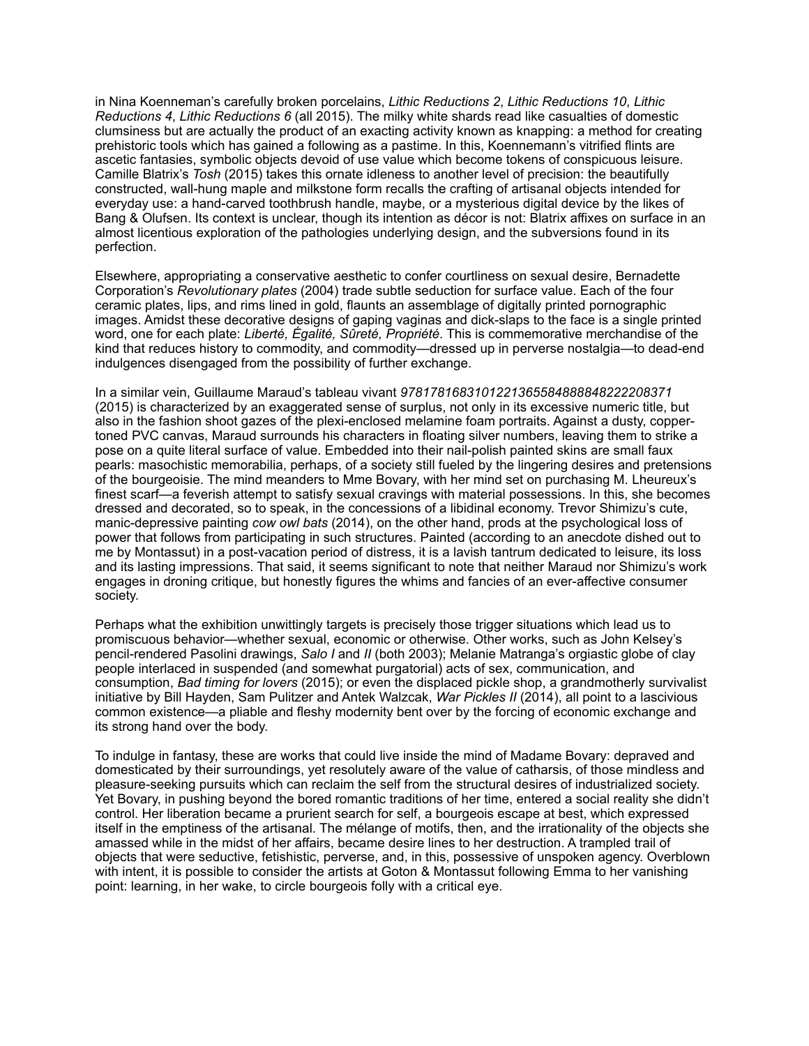in Nina Koenneman's carefully broken porcelains, *Lithic Reductions 2*, *Lithic Reductions 10*, *Lithic Reductions 4*, *Lithic Reductions 6* (all 2015). The milky white shards read like casualties of domestic clumsiness but are actually the product of an exacting activity known as knapping: a method for creating prehistoric tools which has gained a following as a pastime. In this, Koennemann's vitrified flints are ascetic fantasies, symbolic objects devoid of use value which become tokens of conspicuous leisure. Camille Blatrix's *Tosh* (2015) takes this ornate idleness to another level of precision: the beautifully constructed, wall-hung maple and milkstone form recalls the crafting of artisanal objects intended for everyday use: a hand-carved toothbrush handle, maybe, or a mysterious digital device by the likes of Bang & Olufsen. Its context is unclear, though its intention as décor is not: Blatrix affixes on surface in an almost licentious exploration of the pathologies underlying design, and the subversions found in its perfection.

Elsewhere, appropriating a conservative aesthetic to confer courtliness on sexual desire, Bernadette Corporation's *Revolutionary plates* (2004) trade subtle seduction for surface value. Each of the four ceramic plates, lips, and rims lined in gold, flaunts an assemblage of digitally printed pornographic images. Amidst these decorative designs of gaping vaginas and dick-slaps to the face is a single printed word, one for each plate: *Liberté, Égalité, Sûreté, Propriété*. This is commemorative merchandise of the kind that reduces history to commodity, and commodity—dressed up in perverse nostalgia—to dead-end indulgences disengaged from the possibility of further exchange.

In a similar vein, Guillaume Maraud's tableau vivant *97817816831012213655848888482222 08371* (2015) is characterized by an exaggerated sense of surplus, not only in its excessive numeric title, but also in the fashion shoot gazes of the plexi-enclosed melamine foam portraits. Against a dusty, copper-toned PVC canvas, Maraud surrounds his characters in floating silver numbers, leaving them to strike a pose on a quite literal surface of value. Embedded into their nail-polish painted skins are small faux pearls: masochistic memorabilia, perhaps, of a society still fueled by the lingering desires and pretensions of the bourgeoisie. The mind meanders to Mme Bovary, with her mind set on purchasing M. Lheureux's finest scarf—a feverish attempt to satisfy sexual cravings with material possessions. In this, she becomes dressed and decorated, so to speak, in the concessions of a libidinal economy. Trevor Shimizu's cute, manic-depressive painting *cow owl bats* (2014), on the other hand, prods at the psychological loss of power that follows from participating in such structures. Painted (according to an anecdote dished out to me by Montassut) in a post-vacation period of distress, it is a lavish tantrum dedicated to leisure, its loss and its lasting impressions. That said, it seems significant to note that neither Maraud nor Shimizu's work engages in droning critique, but honestly figures the whims and fancies of an ever-affective consumer society.

Perhaps what the exhibition unwittingly targets is precisely those trigger situations which lead us to promiscuous behavior—whether sexual, economic or otherwise. Other works, such as John Kelsey's pencil-rendered Pasolini drawings, *Salo I* and *II* (both 2003); Melanie Matranga's orgiastic globe of clay people interlaced in suspended (and somewhat purgatorial) acts of sex, communication, and consumption, *Bad timing for lovers* (2015); or even the displaced pickle shop, a grandmotherly survivalist initiative by Bill Hayden, Sam Pulitzer and Antek Walzcak, *War Pickles II* (2014), all point to a lascivious common existence—a pliable and fleshy modernity bent over by the forcing of economic exchange and its strong hand over the body.

To indulge in fantasy, these are works that could live inside the mind of Madame Bovary: depraved and domesticated by their surroundings, yet resolutely aware of the value of catharsis, of those mindless and pleasure-seeking pursuits which can reclaim the self from the structural desires of industrialized society. Yet Bovary, in pushing beyond the bored romantic traditions of her time, entered a social reality she didn't control. Her liberation became a prurient search for self, a bourgeois escape at best, which expressed itself in the emptiness of the artisanal. The mélange of motifs, then, and the irrationality of the objects she amassed while in the midst of her affairs, became desire lines to her destruction. A trampled trail of objects that were seductive, fetishistic, perverse, and, in this, possessive of unspoken agency. Overblown with intent, it is possible to consider the artists at Goton & Montassut following Emma to her vanishing point: learning, in her wake, to circle bourgeois folly with a critical eye.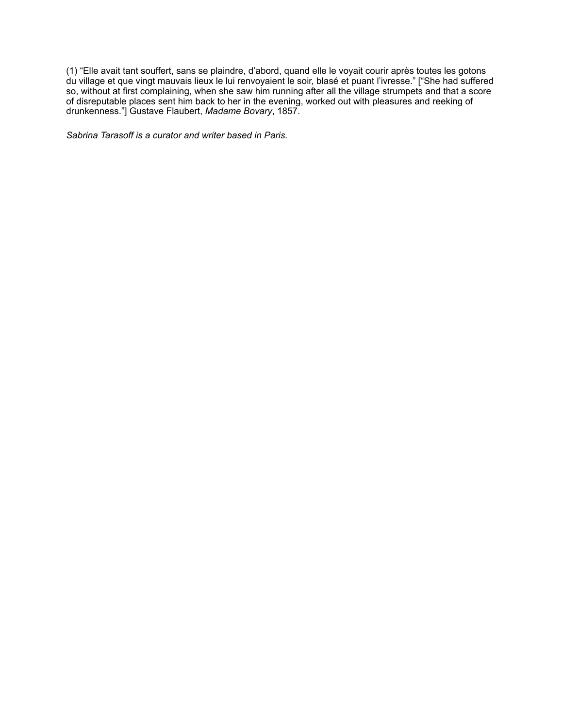(1) “Elle avait tant souffert, sans se plaindre, d’abord, quand elle le voyait courir après toutes les gotons du village et que vingt mauvais lieux le lui renvoyaient le soir, blasé et puant l’ivresse.” [“She had suffered so, without at first complaining, when she saw him running after all the village strumpets and that a score of disreputable places sent him back to her in the evening, worked out with pleasures and reeking of drunkenness.”] Gustave Flaubert, *Madame Bovary*, 1857.

*Sabrina Tarasoff is a curator and writer based in Paris.*